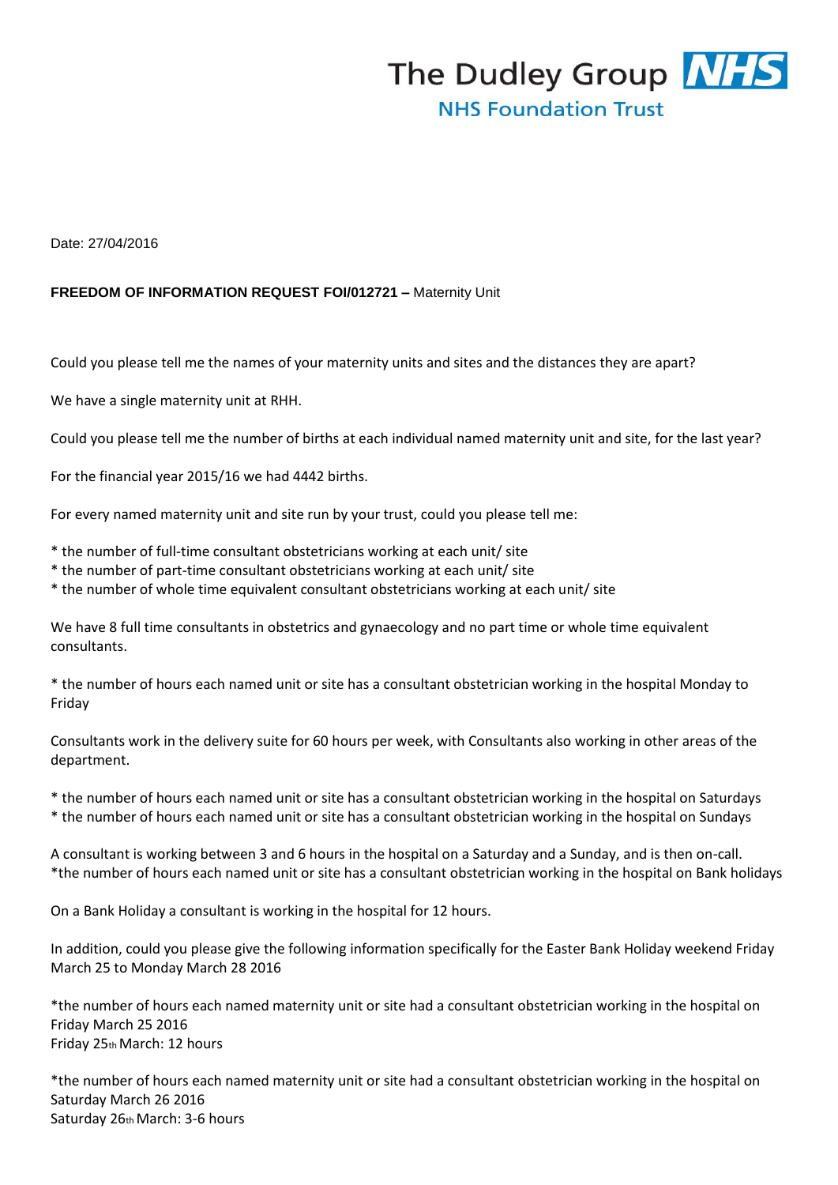The Dudley Group **NHS**
NHS Foundation Trust

Date: 27/04/2016

**FREEDOM OF INFORMATION REQUEST FOI/012721 –** Maternity Unit

Could you please tell me the names of your maternity units and sites and the distances they are apart?

We have a single maternity unit at RHH.

Could you please tell me the number of births at each individual named maternity unit and site, for the last year?

For the financial year 2015/16 we had 4442 births.

For every named maternity unit and site run by your trust, could you please tell me:

* the number of full-time consultant obstetricians working at each unit/ site
* the number of part-time consultant obstetricians working at each unit/ site
* the number of whole time equivalent consultant obstetricians working at each unit/ site

We have 8 full time consultants in obstetrics and gynaecology and no part time or whole time equivalent consultants.

* the number of hours each named unit or site has a consultant obstetrician working in the hospital Monday to Friday

Consultants work in the delivery suite for 60 hours per week, with Consultants also working in other areas of the department.

* the number of hours each named unit or site has a consultant obstetrician working in the hospital on Saturdays
* the number of hours each named unit or site has a consultant obstetrician working in the hospital on Sundays

A consultant is working between 3 and 6 hours in the hospital on a Saturday and a Sunday, and is then on-call.
*the number of hours each named unit or site has a consultant obstetrician working in the hospital on Bank holidays

On a Bank Holiday a consultant is working in the hospital for 12 hours.

In addition, could you please give the following information specifically for the Easter Bank Holiday weekend Friday March 25 to Monday March 28 2016

*the number of hours each named maternity unit or site had a consultant obstetrician working in the hospital on Friday March 25 2016
Friday 25th March: 12 hours

*the number of hours each named maternity unit or site had a consultant obstetrician working in the hospital on Saturday March 26 2016
Saturday 26th March: 3-6 hours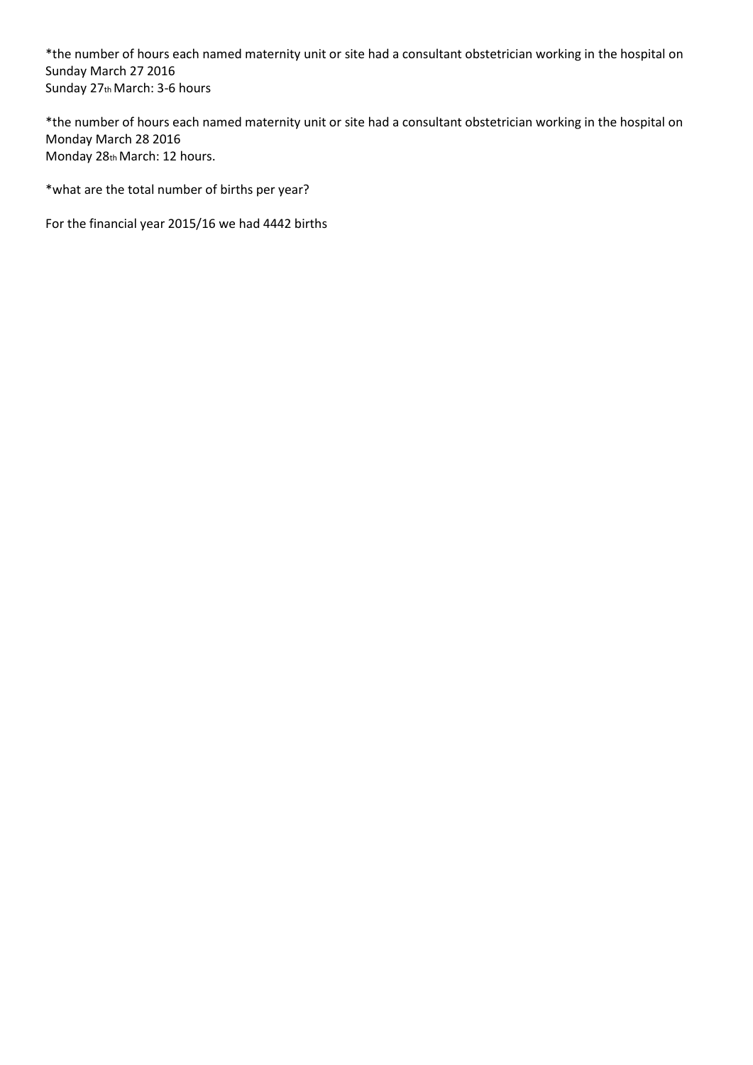*the number of hours each named maternity unit or site had a consultant obstetrician working in the hospital on Sunday March 27 2016
Sunday 27th March: 3-6 hours

*the number of hours each named maternity unit or site had a consultant obstetrician working in the hospital on Monday March 28 2016
Monday 28th March: 12 hours.

*what are the total number of births per year?

For the financial year 2015/16 we had 4442 births